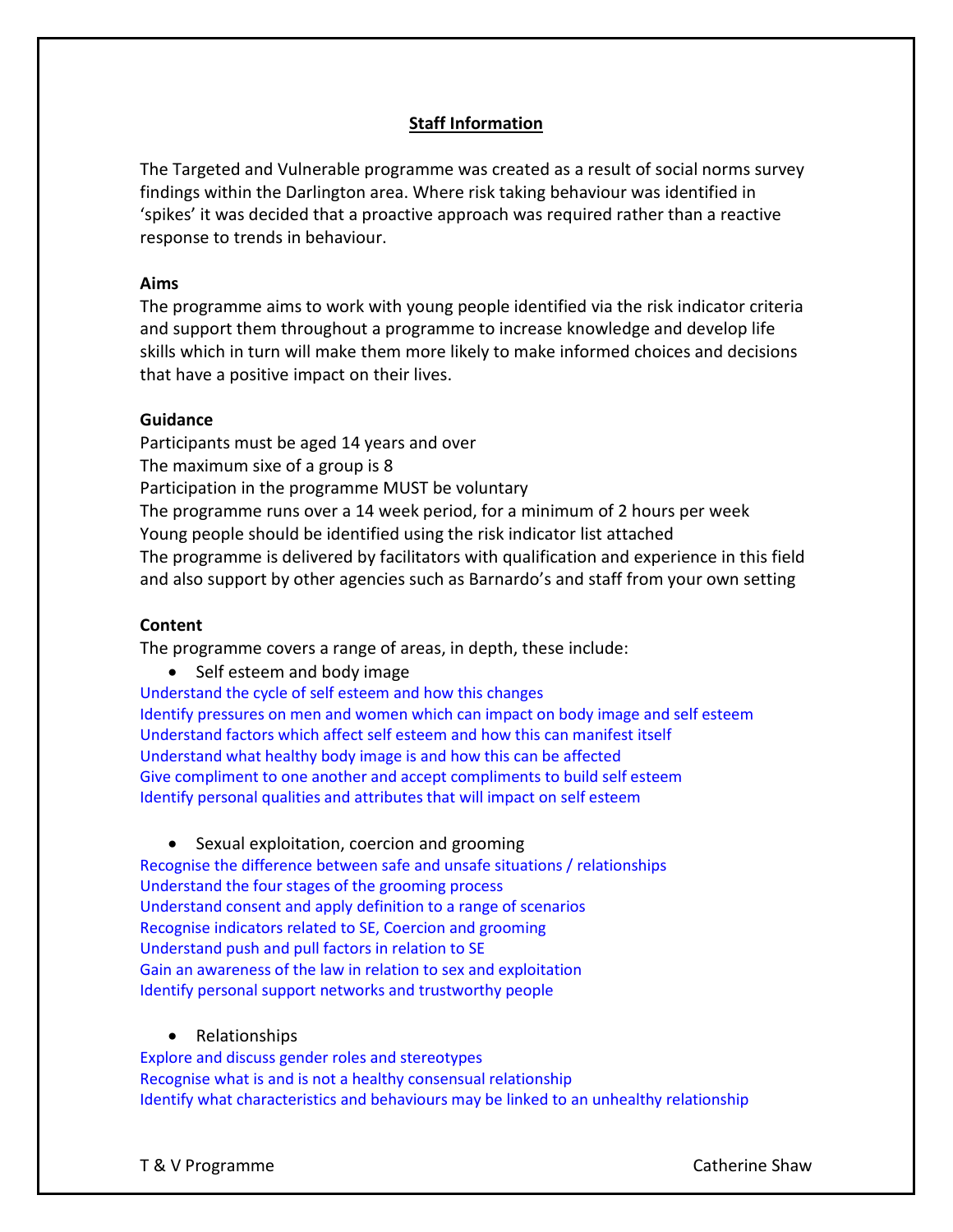## Staff Information

The Targeted and Vulnerable programme was created as a result of social norms survey findings within the Darlington area. Where risk taking behaviour was identified in 'spikes' it was decided that a proactive approach was required rather than a reactive response to trends in behaviour.

**Aims**

The programme aims to work with young people identified via the risk indicator criteria and support them throughout a programme to increase knowledge and develop life skills which in turn will make them more likely to make informed choices and decisions that have a positive impact on their lives.

**Guidance**

Participants must be aged 14 years and over
The maximum sixe of a group is 8
Participation in the programme MUST be voluntary
The programme runs over a 14 week period, for a minimum of 2 hours per week
Young people should be identified using the risk indicator list attached
The programme is delivered by facilitators with qualification and experience in this field and also support by other agencies such as Barnardo's and staff from your own setting

**Content**

The programme covers a range of areas, in depth, these include:

- Self esteem and body image

Understand the cycle of self esteem and how this changes
Identify pressures on men and women which can impact on body image and self esteem
Understand factors which affect self esteem and how this can manifest itself
Understand what healthy body image is and how this can be affected
Give compliment to one another and accept compliments to build self esteem
Identify personal qualities and attributes that will impact on self esteem

- Sexual exploitation, coercion and grooming

Recognise the difference between safe and unsafe situations / relationships
Understand the four stages of the grooming process
Understand consent and apply definition to a range of scenarios
Recognise indicators related to SE, Coercion and grooming
Understand push and pull factors in relation to SE
Gain an awareness of the law in relation to sex and exploitation
Identify personal support networks and trustworthy people

- Relationships

Explore and discuss gender roles and stereotypes
Recognise what is and is not a healthy consensual relationship
Identify what characteristics and behaviours may be linked to an unhealthy relationship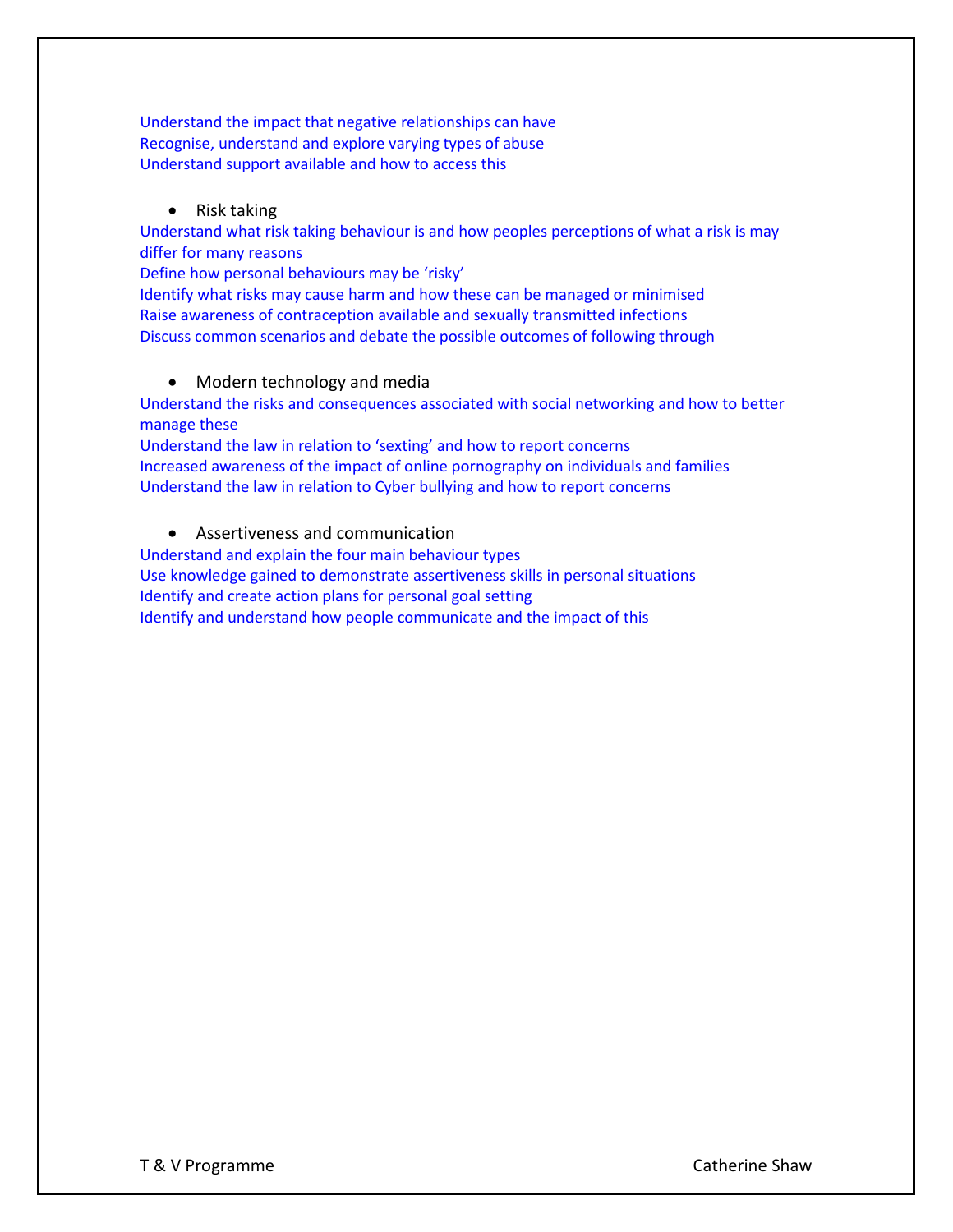Understand the impact that negative relationships can have
Recognise, understand and explore varying types of abuse
Understand support available and how to access this

- Risk taking

Understand what risk taking behaviour is and how peoples perceptions of what a risk is may differ for many reasons
Define how personal behaviours may be 'risky'
Identify what risks may cause harm and how these can be managed or minimised
Raise awareness of contraception available and sexually transmitted infections
Discuss common scenarios and debate the possible outcomes of following through

- Modern technology and media

Understand the risks and consequences associated with social networking and how to better manage these
Understand the law in relation to 'sexting' and how to report concerns
Increased awareness of the impact of online pornography on individuals and families
Understand the law in relation to Cyber bullying and how to report concerns

- Assertiveness and communication

Understand and explain the four main behaviour types
Use knowledge gained to demonstrate assertiveness skills in personal situations
Identify and create action plans for personal goal setting
Identify and understand how people communicate and the impact of this